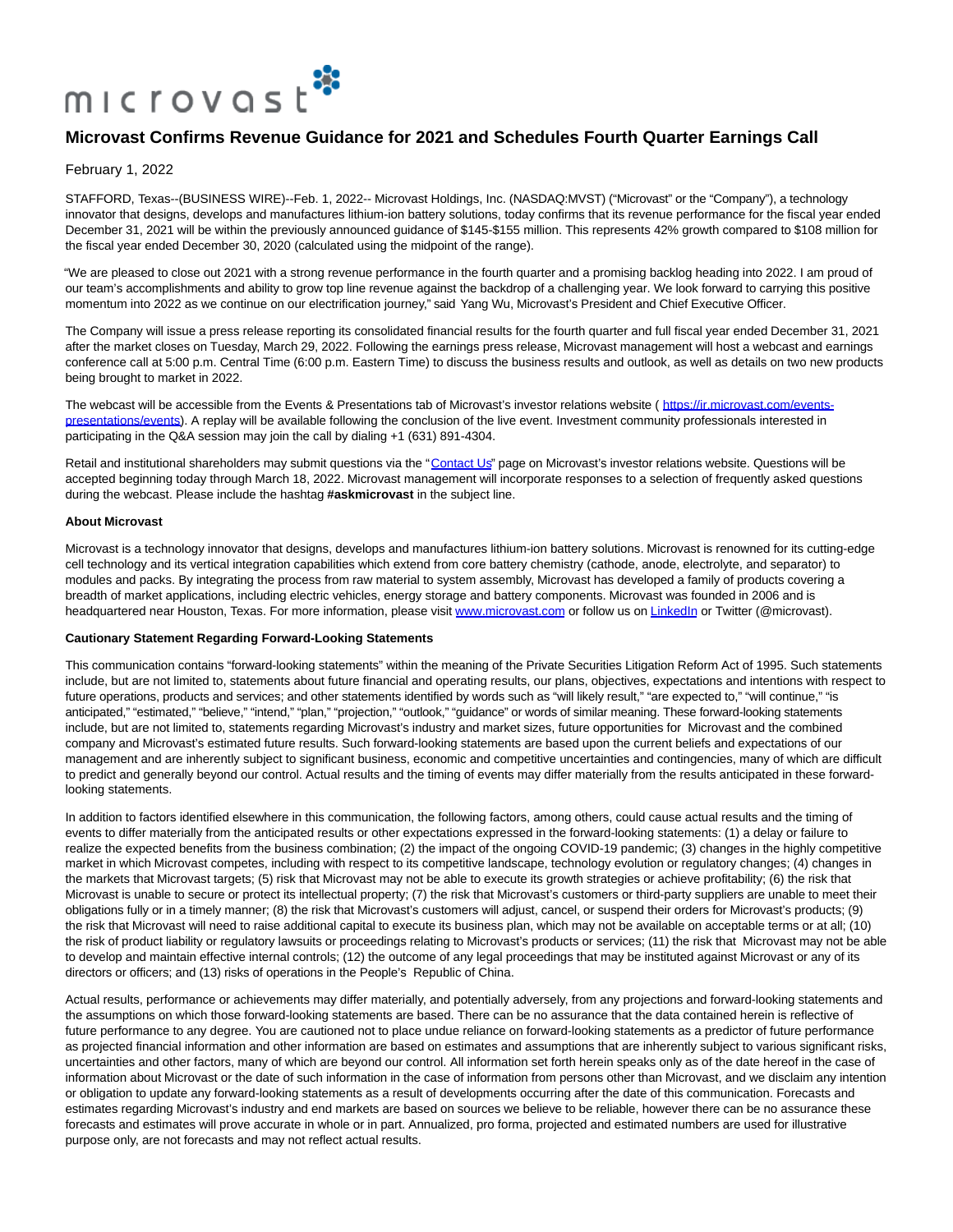microvast

# Microvast Confirms Revenue Guidance for 2021 and Schedules Fourth Quarter Earnings Call

February 1, 2022

STAFFORD, Texas--(BUSINESS WIRE)--Feb. 1, 2022-- Microvast Holdings, Inc. (NASDAQ:MVST) ("Microvast" or the "Company"), a technology innovator that designs, develops and manufactures lithium-ion battery solutions, today confirms that its revenue performance for the fiscal year ended December 31, 2021 will be within the previously announced guidance of $145-$155 million. This represents 42% growth compared to $108 million for the fiscal year ended December 30, 2020 (calculated using the midpoint of the range).

"We are pleased to close out 2021 with a strong revenue performance in the fourth quarter and a promising backlog heading into 2022. I am proud of our team's accomplishments and ability to grow top line revenue against the backdrop of a challenging year. We look forward to carrying this positive momentum into 2022 as we continue on our electrification journey," said Yang Wu, Microvast's President and Chief Executive Officer.

The Company will issue a press release reporting its consolidated financial results for the fourth quarter and full fiscal year ended December 31, 2021 after the market closes on Tuesday, March 29, 2022. Following the earnings press release, Microvast management will host a webcast and earnings conference call at 5:00 p.m. Central Time (6:00 p.m. Eastern Time) to discuss the business results and outlook, as well as details on two new products being brought to market in 2022.

The webcast will be accessible from the Events & Presentations tab of Microvast's investor relations website ( https://ir.microvast.com/events-presentations/events). A replay will be available following the conclusion of the live event. Investment community professionals interested in participating in the Q&A session may join the call by dialing +1 (631) 891-4304.

Retail and institutional shareholders may submit questions via the "Contact Us" page on Microvast's investor relations website. Questions will be accepted beginning today through March 18, 2022. Microvast management will incorporate responses to a selection of frequently asked questions during the webcast. Please include the hashtag **#askmicrovast** in the subject line.

**About Microvast**

Microvast is a technology innovator that designs, develops and manufactures lithium-ion battery solutions. Microvast is renowned for its cutting-edge cell technology and its vertical integration capabilities which extend from core battery chemistry (cathode, anode, electrolyte, and separator) to modules and packs. By integrating the process from raw material to system assembly, Microvast has developed a family of products covering a breadth of market applications, including electric vehicles, energy storage and battery components. Microvast was founded in 2006 and is headquartered near Houston, Texas. For more information, please visit www.microvast.com or follow us on LinkedIn or Twitter (@microvast).

**Cautionary Statement Regarding Forward-Looking Statements**

This communication contains "forward-looking statements" within the meaning of the Private Securities Litigation Reform Act of 1995. Such statements include, but are not limited to, statements about future financial and operating results, our plans, objectives, expectations and intentions with respect to future operations, products and services; and other statements identified by words such as "will likely result," "are expected to," "will continue," "is anticipated," "estimated," "believe," "intend," "plan," "projection," "outlook," "guidance" or words of similar meaning. These forward-looking statements include, but are not limited to, statements regarding Microvast's industry and market sizes, future opportunities for Microvast and the combined company and Microvast's estimated future results. Such forward-looking statements are based upon the current beliefs and expectations of our management and are inherently subject to significant business, economic and competitive uncertainties and contingencies, many of which are difficult to predict and generally beyond our control. Actual results and the timing of events may differ materially from the results anticipated in these forward-looking statements.

In addition to factors identified elsewhere in this communication, the following factors, among others, could cause actual results and the timing of events to differ materially from the anticipated results or other expectations expressed in the forward-looking statements: (1) a delay or failure to realize the expected benefits from the business combination; (2) the impact of the ongoing COVID-19 pandemic; (3) changes in the highly competitive market in which Microvast competes, including with respect to its competitive landscape, technology evolution or regulatory changes; (4) changes in the markets that Microvast targets; (5) risk that Microvast may not be able to execute its growth strategies or achieve profitability; (6) the risk that Microvast is unable to secure or protect its intellectual property; (7) the risk that Microvast's customers or third-party suppliers are unable to meet their obligations fully or in a timely manner; (8) the risk that Microvast's customers will adjust, cancel, or suspend their orders for Microvast's products; (9) the risk that Microvast will need to raise additional capital to execute its business plan, which may not be available on acceptable terms or at all; (10) the risk of product liability or regulatory lawsuits or proceedings relating to Microvast's products or services; (11) the risk that Microvast may not be able to develop and maintain effective internal controls; (12) the outcome of any legal proceedings that may be instituted against Microvast or any of its directors or officers; and (13) risks of operations in the People's Republic of China.

Actual results, performance or achievements may differ materially, and potentially adversely, from any projections and forward-looking statements and the assumptions on which those forward-looking statements are based. There can be no assurance that the data contained herein is reflective of future performance to any degree. You are cautioned not to place undue reliance on forward-looking statements as a predictor of future performance as projected financial information and other information are based on estimates and assumptions that are inherently subject to various significant risks, uncertainties and other factors, many of which are beyond our control. All information set forth herein speaks only as of the date hereof in the case of information about Microvast or the date of such information in the case of information from persons other than Microvast, and we disclaim any intention or obligation to update any forward-looking statements as a result of developments occurring after the date of this communication. Forecasts and estimates regarding Microvast's industry and end markets are based on sources we believe to be reliable, however there can be no assurance these forecasts and estimates will prove accurate in whole or in part. Annualized, pro forma, projected and estimated numbers are used for illustrative purpose only, are not forecasts and may not reflect actual results.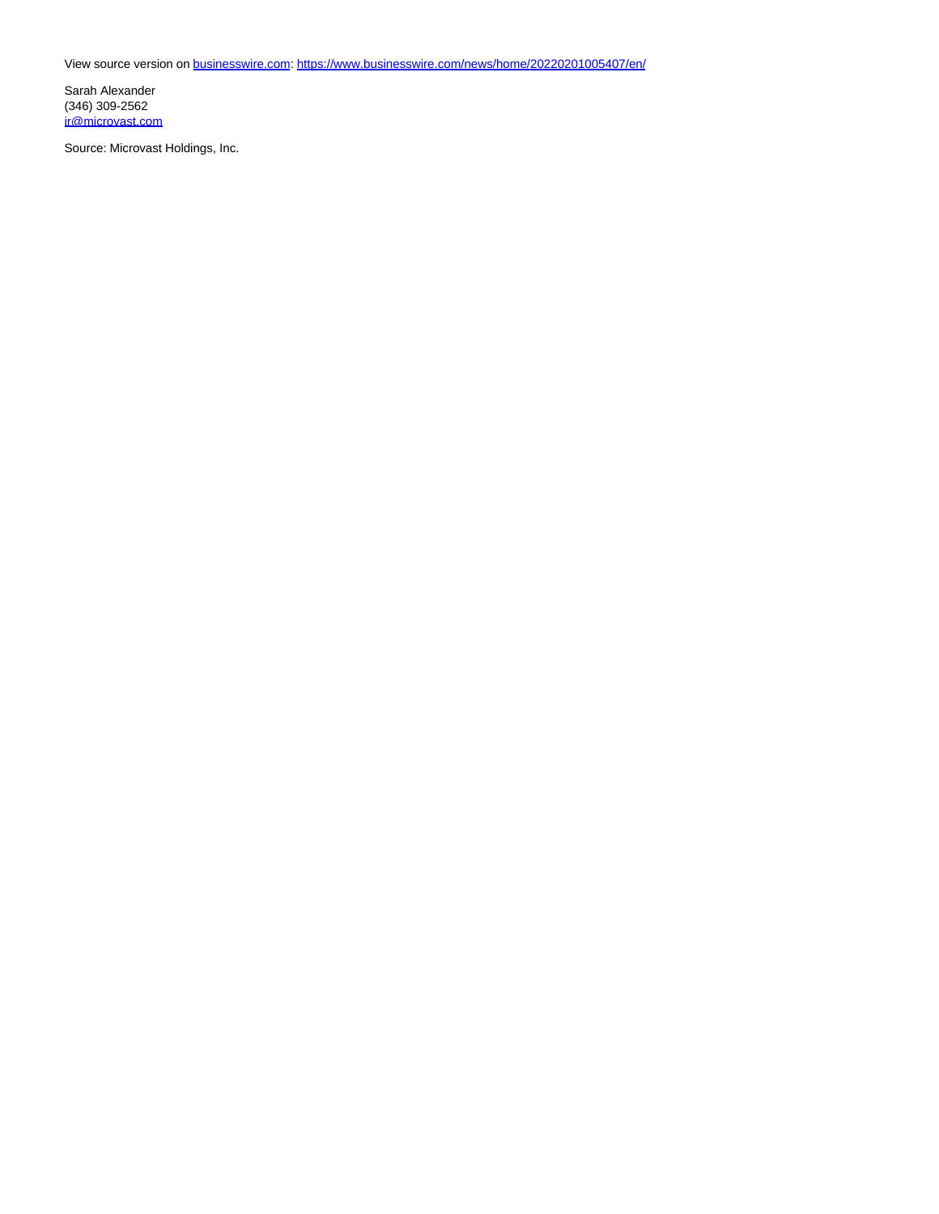View source version on businesswire.com: https://www.businesswire.com/news/home/20220201005407/en/

Sarah Alexander  
(346) 309-2562  
ir@microvast.com

Source: Microvast Holdings, Inc.